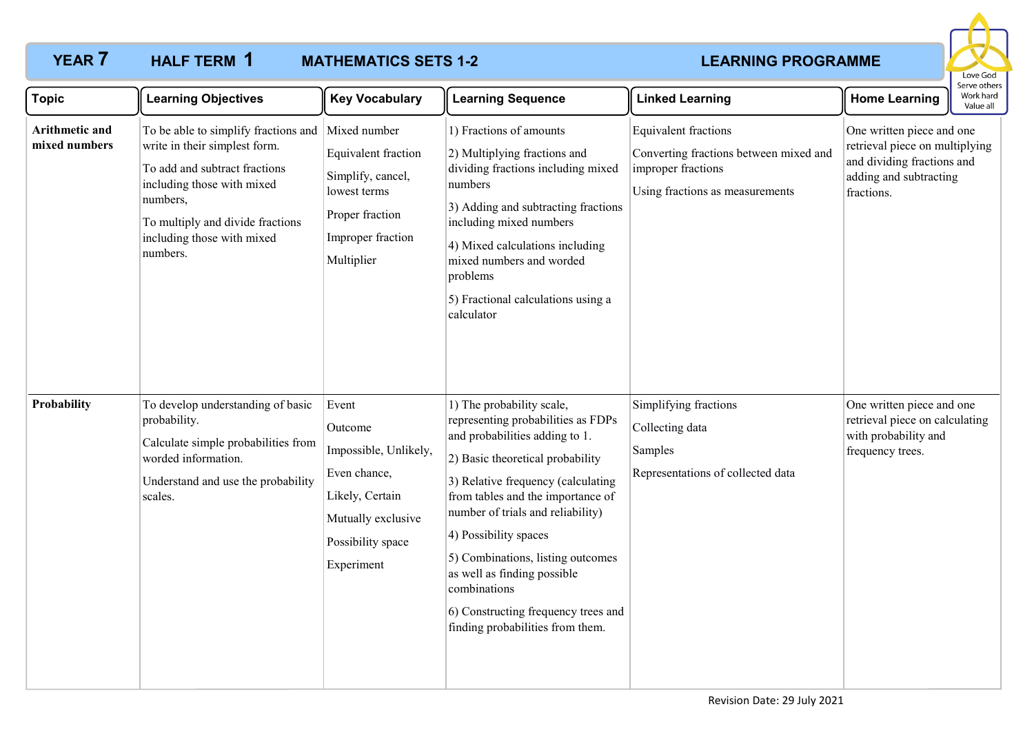# YEAR 7 HALF TERM 1 MATHEMATICS SETS 1-2 LEARNING PROGRAMME

Love God
Serve others
Work hard
Value all

| Topic | Learning Objectives | Key Vocabulary | Learning Sequence | Linked Learning | Home Learning |
|---|---|---|---|---|---|
| **Arithmetic and mixed numbers** | To be able to simplify fractions and write in their simplest form.<br>To add and subtract fractions including those with mixed numbers,<br>To multiply and divide fractions including those with mixed numbers. | Mixed number<br>Equivalent fraction<br>Simplify, cancel, lowest terms<br>Proper fraction<br>Improper fraction<br>Multiplier | 1) Fractions of amounts<br>2) Multiplying fractions and dividing fractions including mixed numbers<br>3) Adding and subtracting fractions including mixed numbers<br>4) Mixed calculations including mixed numbers and worded problems<br>5) Fractional calculations using a calculator | Equivalent fractions<br>Converting fractions between mixed and improper fractions<br>Using fractions as measurements | One written piece and one retrieval piece on multiplying and dividing fractions and adding and subtracting fractions. |
| **Probability** | To develop understanding of basic probability.<br>Calculate simple probabilities from worded information.<br>Understand and use the probability scales. | Event<br>Outcome<br>Impossible, Unlikely,<br>Even chance,<br>Likely, Certain<br>Mutually exclusive<br>Possibility space<br>Experiment | 1) The probability scale, representing probabilities as FDPs and probabilities adding to 1.<br>2) Basic theoretical probability<br>3) Relative frequency (calculating from tables and the importance of number of trials and reliability)<br>4) Possibility spaces<br>5) Combinations, listing outcomes as well as finding possible combinations<br>6) Constructing frequency trees and finding probabilities from them. | Simplifying fractions<br>Collecting data<br>Samples<br>Representations of collected data | One written piece and one retrieval piece on calculating with probability and frequency trees. |

Revision Date: 29 July 2021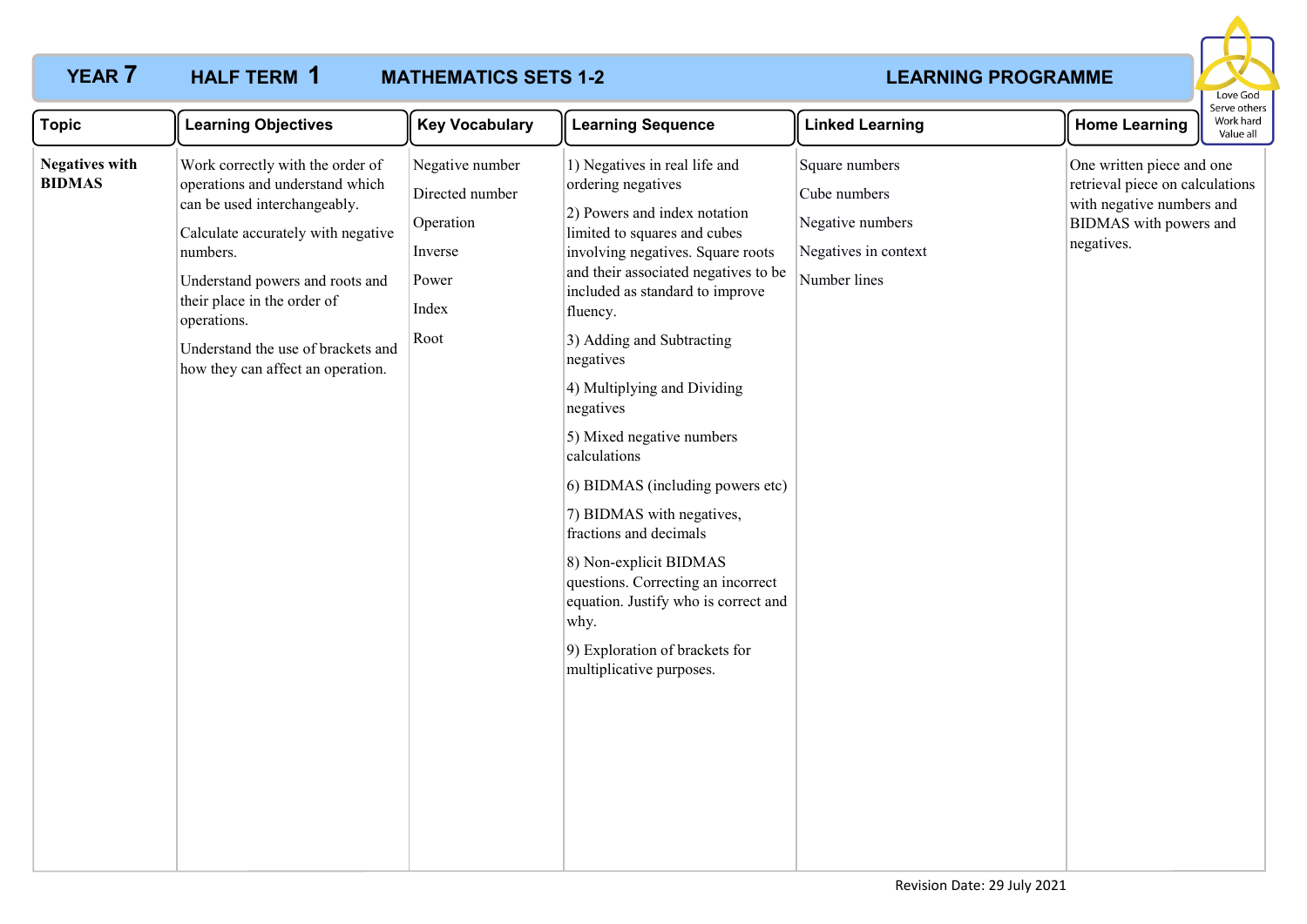# YEAR 7 HALF TERM 1 MATHEMATICS SETS 1-2 LEARNING PROGRAMME

| Topic | Learning Objectives | Key Vocabulary | Learning Sequence | Linked Learning | Home Learning |
|---|---|---|---|---|---|
| **Negatives with BIDMAS** | Work correctly with the order of operations and understand which can be used interchangeably.<br><br>Calculate accurately with negative numbers.<br><br>Understand powers and roots and their place in the order of operations.<br><br>Understand the use of brackets and how they can affect an operation. | Negative number<br><br>Directed number<br><br>Operation<br><br>Inverse<br><br>Power<br><br>Index<br><br>Root | 1) Negatives in real life and ordering negatives<br><br>2) Powers and index notation limited to squares and cubes involving negatives. Square roots and their associated negatives to be included as standard to improve fluency.<br><br>3) Adding and Subtracting negatives<br><br>4) Multiplying and Dividing negatives<br><br>5) Mixed negative numbers calculations<br><br>6) BIDMAS (including powers etc)<br><br>7) BIDMAS with negatives, fractions and decimals<br><br>8) Non-explicit BIDMAS questions. Correcting an incorrect equation. Justify who is correct and why.<br><br>9) Exploration of brackets for multiplicative purposes. | Square numbers<br><br>Cube numbers<br><br>Negative numbers<br><br>Negatives in context<br><br>Number lines | One written piece and one retrieval piece on calculations with negative numbers and BIDMAS with powers and negatives. |

Revision Date: 29 July 2021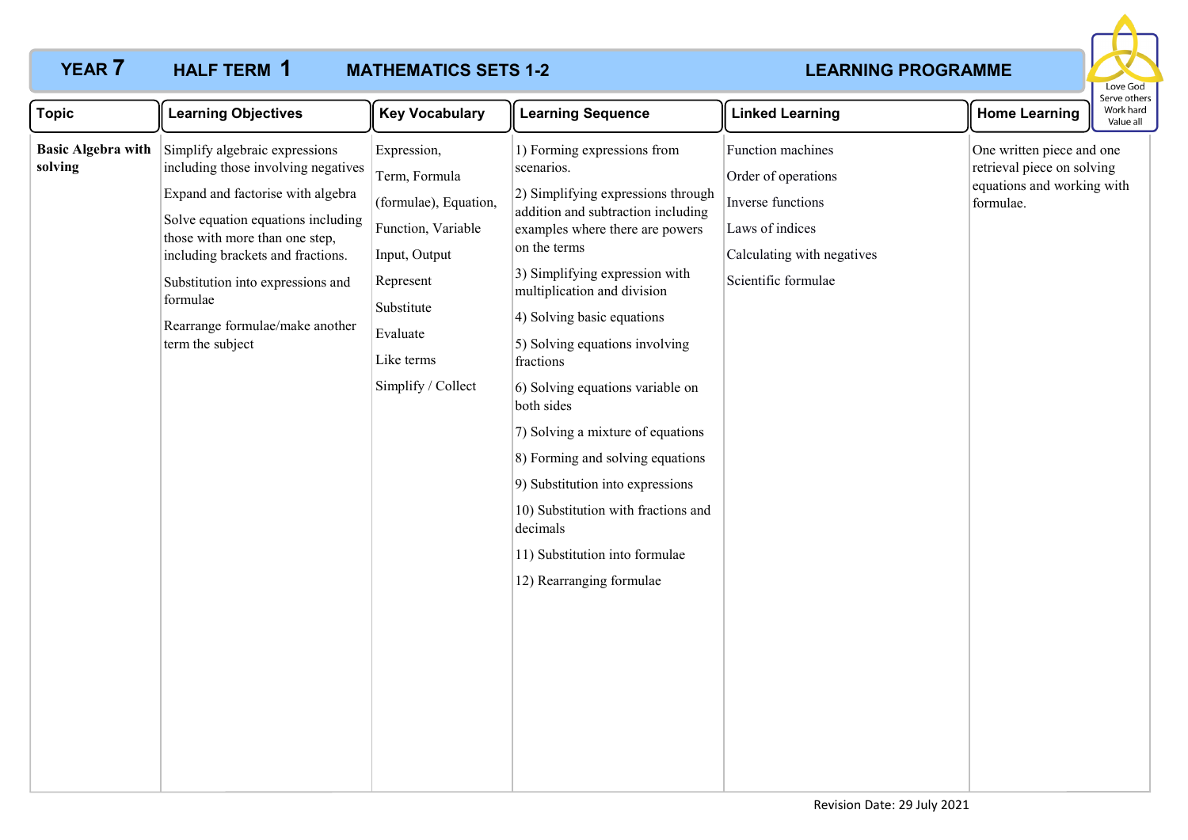# YEAR 7 HALF TERM 1 MATHEMATICS SETS 1-2 LEARNING PROGRAMME

Love God
Serve others
Work hard
Value all

| Topic | Learning Objectives | Key Vocabulary | Learning Sequence | Linked Learning | Home Learning |
|---|---|---|---|---|---|
| **Basic Algebra with solving** | Simplify algebraic expressions including those involving negatives<br><br>Expand and factorise with algebra<br><br>Solve equation equations including those with more than one step, including brackets and fractions.<br><br>Substitution into expressions and formulae<br><br>Rearrange formulae/make another term the subject | Expression,<br><br>Term, Formula<br><br>(formulae), Equation,<br><br>Function, Variable<br><br>Input, Output<br><br>Represent<br><br>Substitute<br><br>Evaluate<br><br>Like terms<br><br>Simplify / Collect | 1) Forming expressions from scenarios.<br><br>2) Simplifying expressions through addition and subtraction including examples where there are powers on the terms<br><br>3) Simplifying expression with multiplication and division<br><br>4) Solving basic equations<br><br>5) Solving equations involving fractions<br><br>6) Solving equations variable on both sides<br><br>7) Solving a mixture of equations<br><br>8) Forming and solving equations<br><br>9) Substitution into expressions<br><br>10) Substitution with fractions and decimals<br><br>11) Substitution into formulae<br><br>12) Rearranging formulae | Function machines<br><br>Order of operations<br><br>Inverse functions<br><br>Laws of indices<br><br>Calculating with negatives<br><br>Scientific formulae | One written piece and one retrieval piece on solving equations and working with formulae. |

Revision Date: 29 July 2021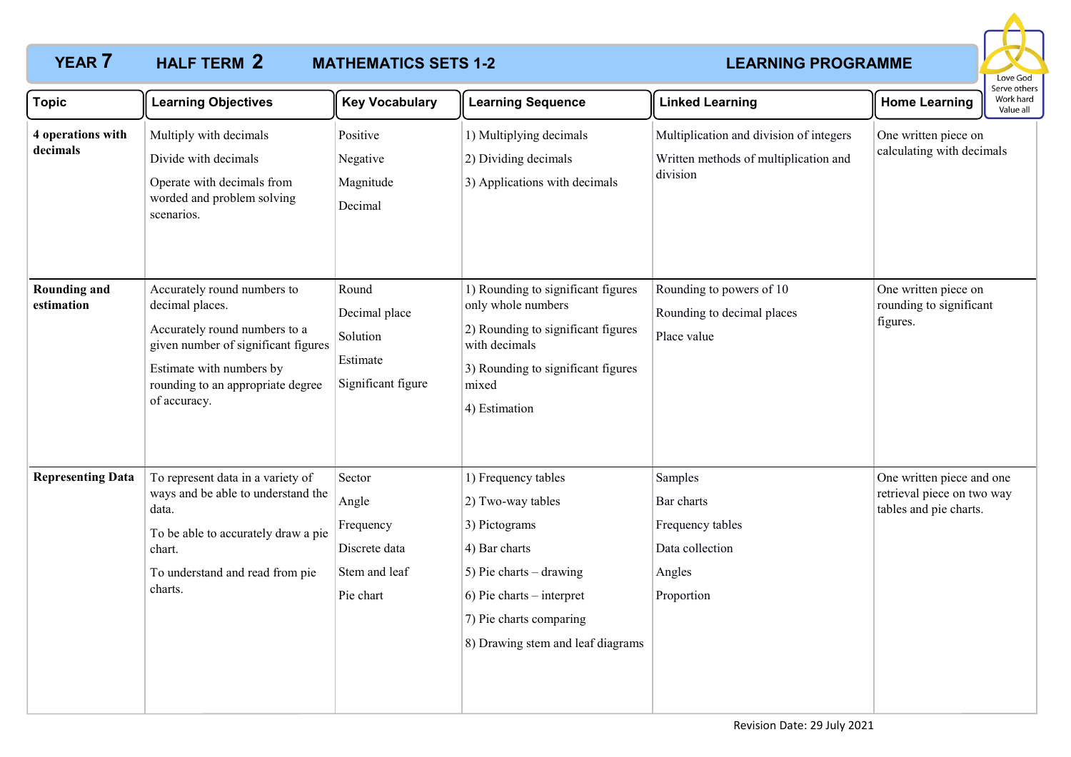# YEAR 7 HALF TERM 2 MATHEMATICS SETS 1-2 LEARNING PROGRAMME

Love God
Serve others
Work hard
Value all

| Topic | Learning Objectives | Key Vocabulary | Learning Sequence | Linked Learning | Home Learning |
|---|---|---|---|---|---|
| **4 operations with decimals** | Multiply with decimals<br>Divide with decimals<br>Operate with decimals from worded and problem solving scenarios. | Positive<br>Negative<br>Magnitude<br>Decimal | 1) Multiplying decimals<br>2) Dividing decimals<br>3) Applications with decimals | Multiplication and division of integers<br>Written methods of multiplication and division | One written piece on calculating with decimals |
| **Rounding and estimation** | Accurately round numbers to decimal places.<br>Accurately round numbers to a given number of significant figures<br>Estimate with numbers by rounding to an appropriate degree of accuracy. | Round<br>Decimal place<br>Solution<br>Estimate<br>Significant figure | 1) Rounding to significant figures only whole numbers<br>2) Rounding to significant figures with decimals<br>3) Rounding to significant figures mixed<br>4) Estimation | Rounding to powers of 10<br>Rounding to decimal places<br>Place value | One written piece on rounding to significant figures. |
| **Representing Data** | To represent data in a variety of ways and be able to understand the data.<br>To be able to accurately draw a pie chart.<br>To understand and read from pie charts. | Sector<br>Angle<br>Frequency<br>Discrete data<br>Stem and leaf<br>Pie chart | 1) Frequency tables<br>2) Two-way tables<br>3) Pictograms<br>4) Bar charts<br>5) Pie charts – drawing<br>6) Pie charts – interpret<br>7) Pie charts comparing<br>8) Drawing stem and leaf diagrams | Samples<br>Bar charts<br>Frequency tables<br>Data collection<br>Angles<br>Proportion | One written piece and one retrieval piece on two way tables and pie charts. |

Revision Date: 29 July 2021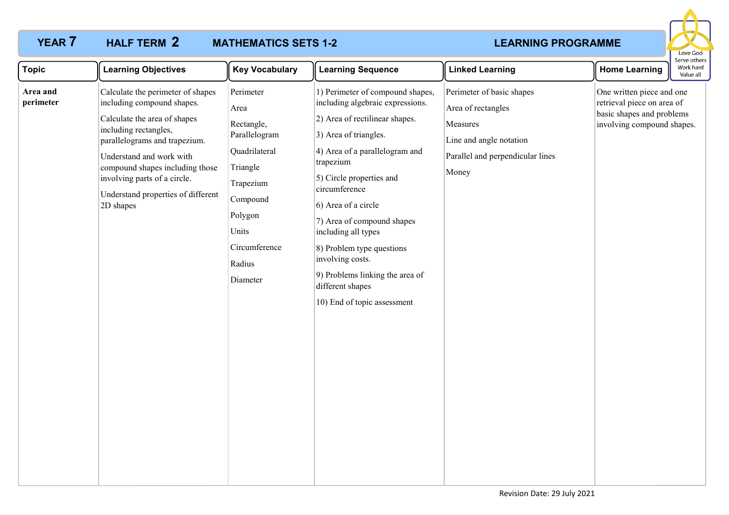# YEAR 7 HALF TERM 2 MATHEMATICS SETS 1-2 LEARNING PROGRAMME

| Topic | Learning Objectives | Key Vocabulary | Learning Sequence | Linked Learning | Home Learning |
|---|---|---|---|---|---|
| **Area and perimeter** | Calculate the perimeter of shapes including compound shapes.<br><br>Calculate the area of shapes including rectangles, parallelograms and trapezium.<br><br>Understand and work with compound shapes including those involving parts of a circle.<br><br>Understand properties of different 2D shapes | Perimeter<br><br>Area<br><br>Rectangle, Parallelogram<br><br>Quadrilateral<br><br>Triangle<br><br>Trapezium<br><br>Compound<br><br>Polygon<br><br>Units<br><br>Circumference<br><br>Radius<br><br>Diameter | 1) Perimeter of compound shapes, including algebraic expressions.<br><br>2) Area of rectilinear shapes.<br><br>3) Area of triangles.<br><br>4) Area of a parallelogram and trapezium<br><br>5) Circle properties and circumference<br><br>6) Area of a circle<br><br>7) Area of compound shapes including all types<br><br>8) Problem type questions involving costs.<br><br>9) Problems linking the area of different shapes<br><br>10) End of topic assessment | Perimeter of basic shapes<br><br>Area of rectangles<br><br>Measures<br><br>Line and angle notation<br><br>Parallel and perpendicular lines<br><br>Money | One written piece and one retrieval piece on area of basic shapes and problems involving compound shapes. |

Revision Date: 29 July 2021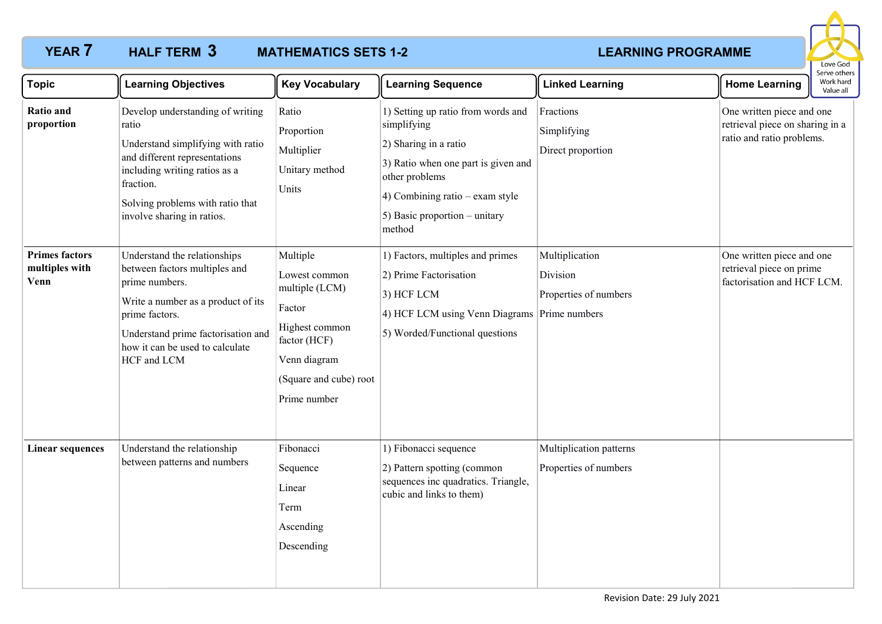# YEAR 7 HALF TERM 3 MATHEMATICS SETS 1-2 LEARNING PROGRAMME

Love God
Serve others
Work hard
Value all

| Topic | Learning Objectives | Key Vocabulary | Learning Sequence | Linked Learning | Home Learning |
|---|---|---|---|---|---|
| **Ratio and proportion** | Develop understanding of writing ratio<br>Understand simplifying with ratio and different representations including writing ratios as a fraction.<br>Solving problems with ratio that involve sharing in ratios. | Ratio<br>Proportion<br>Multiplier<br>Unitary method<br>Units | 1) Setting up ratio from words and simplifying<br>2) Sharing in a ratio<br>3) Ratio when one part is given and other problems<br>4) Combining ratio – exam style<br>5) Basic proportion – unitary method | Fractions<br>Simplifying<br>Direct proportion | One written piece and one retrieval piece on sharing in a ratio and ratio problems. |
| **Primes factors multiples with Venn** | Understand the relationships between factors multiples and prime numbers.<br>Write a number as a product of its prime factors.<br>Understand prime factorisation and how it can be used to calculate HCF and LCM | Multiple<br>Lowest common multiple (LCM)<br>Factor<br>Highest common factor (HCF)<br>Venn diagram<br>(Square and cube) root<br>Prime number | 1) Factors, multiples and primes<br>2) Prime Factorisation<br>3) HCF LCM<br>4) HCF LCM using Venn Diagrams<br>5) Worded/Functional questions | Multiplication<br>Division<br>Properties of numbers<br>Prime numbers | One written piece and one retrieval piece on prime factorisation and HCF LCM. |
| **Linear sequences** | Understand the relationship between patterns and numbers | Fibonacci<br>Sequence<br>Linear<br>Term<br>Ascending<br>Descending | 1) Fibonacci sequence<br>2) Pattern spotting (common sequences inc quadratics. Triangle, cubic and links to them) | Multiplication patterns<br>Properties of numbers | |

Revision Date: 29 July 2021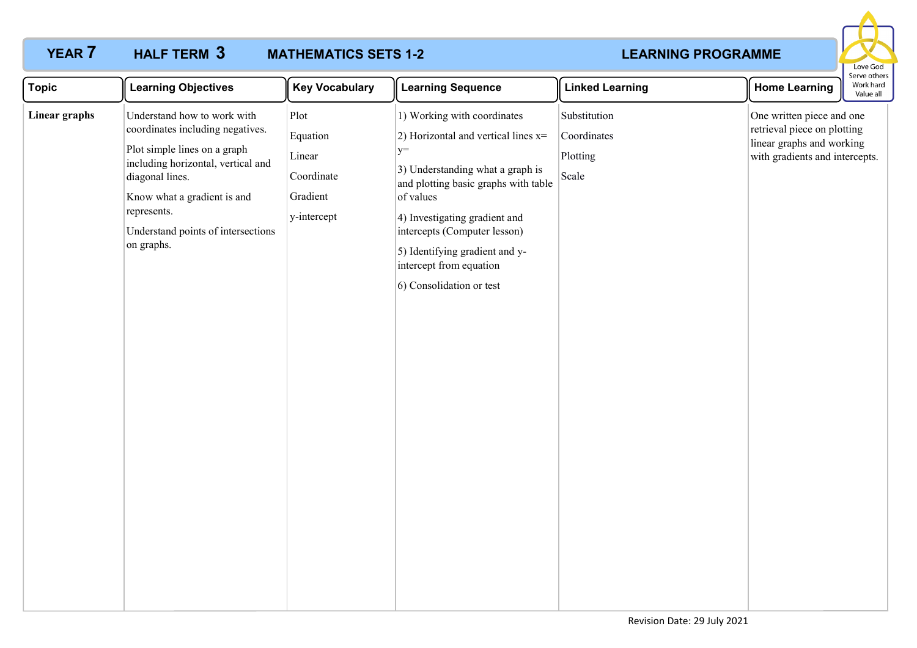# YEAR 7 HALF TERM 3 MATHEMATICS SETS 1-2 LEARNING PROGRAMME

Love God
Serve others
Work hard
Value all

| Topic | Learning Objectives | Key Vocabulary | Learning Sequence | Linked Learning | Home Learning |
|---|---|---|---|---|---|
| **Linear graphs** | Understand how to work with coordinates including negatives.<br><br>Plot simple lines on a graph including horizontal, vertical and diagonal lines.<br><br>Know what a gradient is and represents.<br><br>Understand points of intersections on graphs. | Plot<br><br>Equation<br><br>Linear<br><br>Coordinate<br><br>Gradient<br><br>y-intercept | 1) Working with coordinates<br><br>2) Horizontal and vertical lines x= y=<br><br>3) Understanding what a graph is and plotting basic graphs with table of values<br><br>4) Investigating gradient and intercepts (Computer lesson)<br><br>5) Identifying gradient and y-intercept from equation<br><br>6) Consolidation or test | Substitution<br><br>Coordinates<br><br>Plotting<br><br>Scale | One written piece and one retrieval piece on plotting linear graphs and working with gradients and intercepts. |

Revision Date: 29 July 2021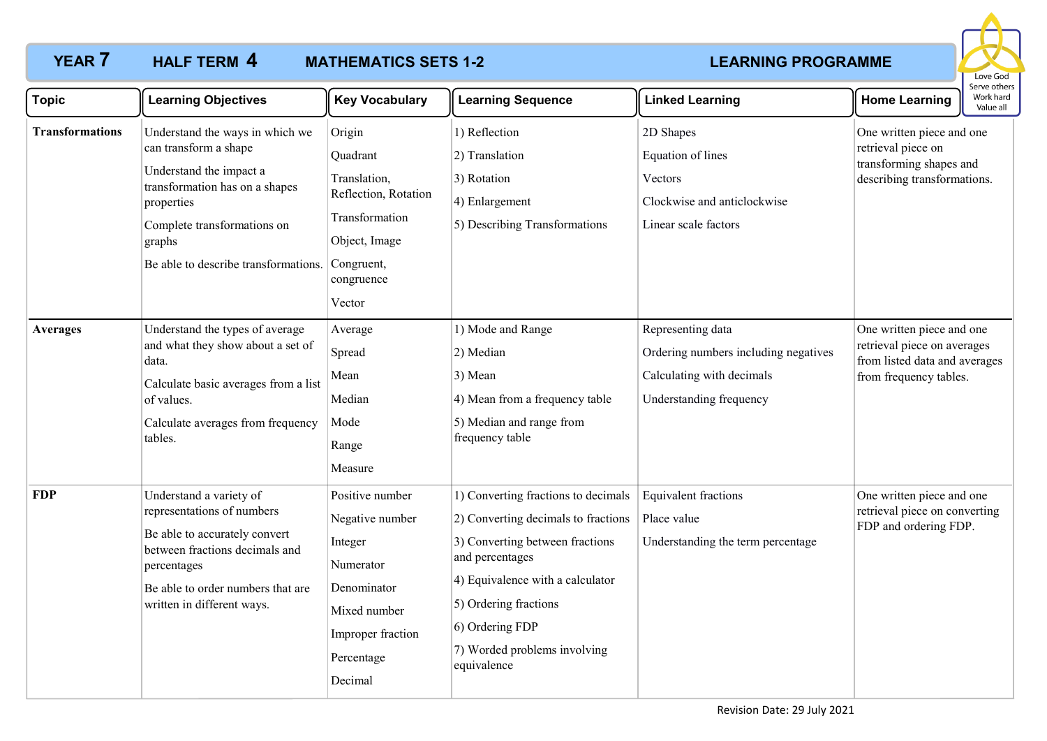# YEAR 7 HALF TERM 4 MATHEMATICS SETS 1-2 LEARNING PROGRAMME

Love God
Serve others
Work hard
Value all

| Topic | Learning Objectives | Key Vocabulary | Learning Sequence | Linked Learning | Home Learning |
|---|---|---|---|---|---|
| **Transformations** | Understand the ways in which we can transform a shape<br><br>Understand the impact a transformation has on a shapes properties<br><br>Complete transformations on graphs<br><br>Be able to describe transformations. | Origin<br><br>Quadrant<br><br>Translation, Reflection, Rotation<br><br>Transformation<br><br>Object, Image<br><br>Congruent, congruence<br><br>Vector | 1) Reflection<br><br>2) Translation<br><br>3) Rotation<br><br>4) Enlargement<br><br>5) Describing Transformations | 2D Shapes<br><br>Equation of lines<br><br>Vectors<br><br>Clockwise and anticlockwise<br><br>Linear scale factors | One written piece and one retrieval piece on transforming shapes and describing transformations. |
| **Averages** | Understand the types of average and what they show about a set of data.<br><br>Calculate basic averages from a list of values.<br><br>Calculate averages from frequency tables. | Average<br><br>Spread<br><br>Mean<br><br>Median<br><br>Mode<br><br>Range<br><br>Measure | 1) Mode and Range<br><br>2) Median<br><br>3) Mean<br><br>4) Mean from a frequency table<br><br>5) Median and range from frequency table | Representing data<br><br>Ordering numbers including negatives<br><br>Calculating with decimals<br><br>Understanding frequency | One written piece and one retrieval piece on averages from listed data and averages from frequency tables. |
| **FDP** | Understand a variety of representations of numbers<br><br>Be able to accurately convert between fractions decimals and percentages<br><br>Be able to order numbers that are written in different ways. | Positive number<br><br>Negative number<br><br>Integer<br><br>Numerator<br><br>Denominator<br><br>Mixed number<br><br>Improper fraction<br><br>Percentage<br><br>Decimal | 1) Converting fractions to decimals<br><br>2) Converting decimals to fractions<br><br>3) Converting between fractions and percentages<br><br>4) Equivalence with a calculator<br><br>5) Ordering fractions<br><br>6) Ordering FDP<br><br>7) Worded problems involving equivalence | Equivalent fractions<br><br>Place value<br><br>Understanding the term percentage | One written piece and one retrieval piece on converting FDP and ordering FDP. |

Revision Date: 29 July 2021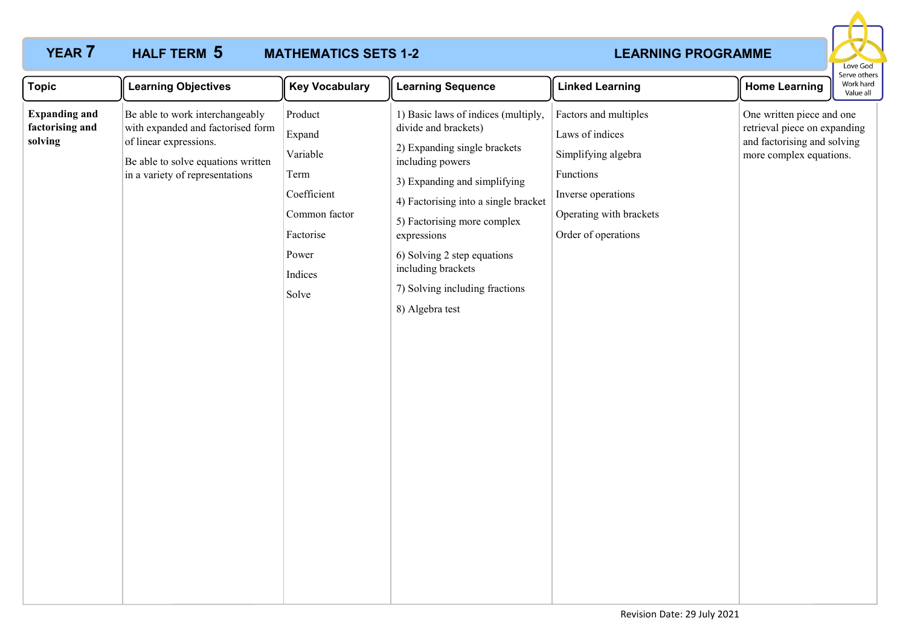**YEAR 7 HALF TERM 5 MATHEMATICS SETS 1-2 LEARNING PROGRAMME**

Love God
Serve others
Work hard
Value all

| Topic | Learning Objectives | Key Vocabulary | Learning Sequence | Linked Learning | Home Learning |
|---|---|---|---|---|---|
| **Expanding and factorising and solving** | Be able to work interchangeably with expanded and factorised form of linear expressions.<br><br>Be able to solve equations written in a variety of representations | Product<br>Expand<br>Variable<br>Term<br>Coefficient<br>Common factor<br>Factorise<br>Power<br>Indices<br>Solve | 1) Basic laws of indices (multiply, divide and brackets)<br>2) Expanding single brackets including powers<br>3) Expanding and simplifying<br>4) Factorising into a single bracket<br>5) Factorising more complex expressions<br>6) Solving 2 step equations including brackets<br>7) Solving including fractions<br>8) Algebra test | Factors and multiples<br>Laws of indices<br>Simplifying algebra<br>Functions<br>Inverse operations<br>Operating with brackets<br>Order of operations | One written piece and one retrieval piece on expanding and factorising and solving more complex equations. |

Revision Date: 29 July 2021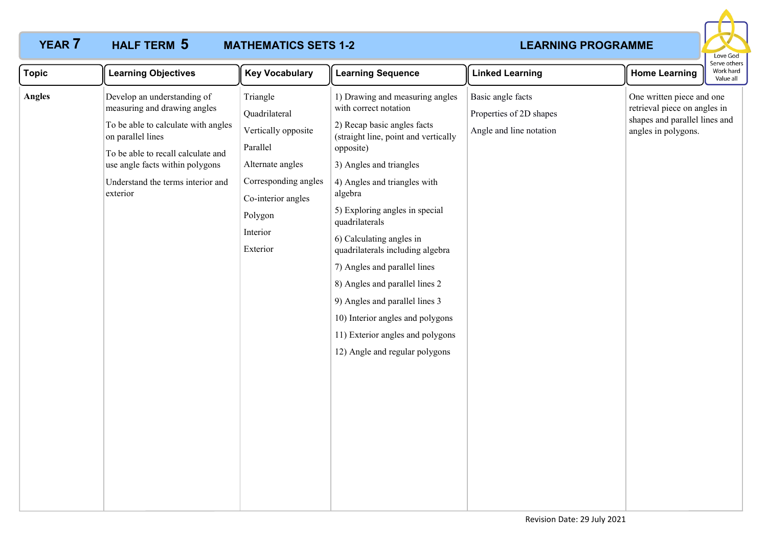# YEAR 7 HALF TERM 5 MATHEMATICS SETS 1-2 LEARNING PROGRAMME

Love God
Serve others
Work hard
Value all

| Topic | Learning Objectives | Key Vocabulary | Learning Sequence | Linked Learning | Home Learning |
|---|---|---|---|---|---|
| **Angles** | Develop an understanding of measuring and drawing angles<br><br>To be able to calculate with angles on parallel lines<br><br>To be able to recall calculate and use angle facts within polygons<br><br>Understand the terms interior and exterior | Triangle<br><br>Quadrilateral<br><br>Vertically opposite<br><br>Parallel<br><br>Alternate angles<br><br>Corresponding angles<br><br>Co-interior angles<br><br>Polygon<br><br>Interior<br><br>Exterior | 1) Drawing and measuring angles with correct notation<br><br>2) Recap basic angles facts (straight line, point and vertically opposite)<br><br>3) Angles and triangles<br><br>4) Angles and triangles with algebra<br><br>5) Exploring angles in special quadrilaterals<br><br>6) Calculating angles in quadrilaterals including algebra<br><br>7) Angles and parallel lines<br><br>8) Angles and parallel lines 2<br><br>9) Angles and parallel lines 3<br><br>10) Interior angles and polygons<br><br>11) Exterior angles and polygons<br><br>12) Angle and regular polygons | Basic angle facts<br><br>Properties of 2D shapes<br><br>Angle and line notation | One written piece and one retrieval piece on angles in shapes and parallel lines and angles in polygons. |

Revision Date: 29 July 2021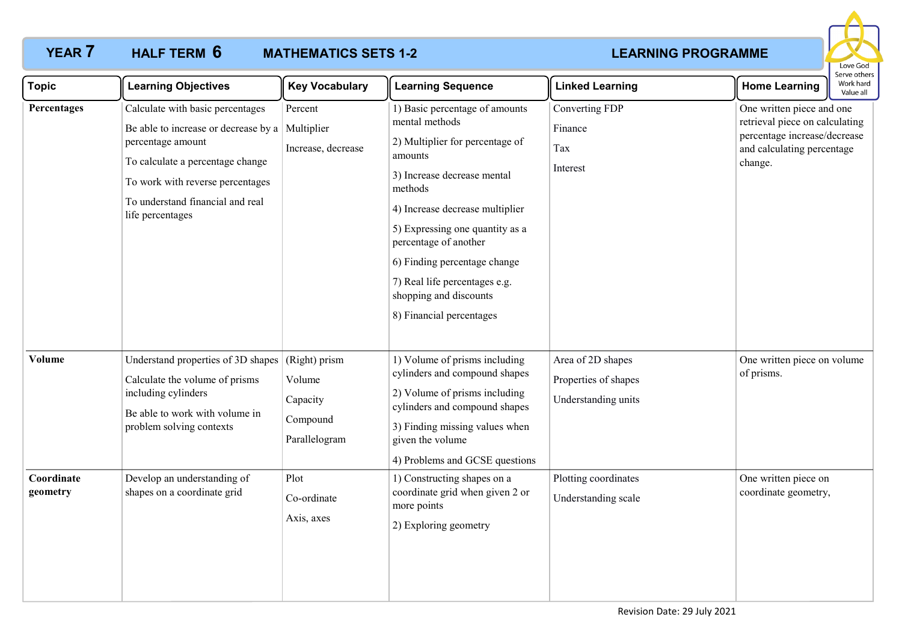**YEAR 7 HALF TERM 6 MATHEMATICS SETS 1-2 LEARNING PROGRAMME**

Love God
Serve others
Work hard
Value all

| Topic | Learning Objectives | Key Vocabulary | Learning Sequence | Linked Learning | Home Learning |
|---|---|---|---|---|---|
| **Percentages** | Calculate with basic percentages<br>Be able to increase or decrease by a percentage amount<br>To calculate a percentage change<br>To work with reverse percentages<br>To understand financial and real life percentages | Percent<br>Multiplier<br>Increase, decrease | 1) Basic percentage of amounts mental methods<br>2) Multiplier for percentage of amounts<br>3) Increase decrease mental methods<br>4) Increase decrease multiplier<br>5) Expressing one quantity as a percentage of another<br>6) Finding percentage change<br>7) Real life percentages e.g. shopping and discounts<br>8) Financial percentages | Converting FDP<br>Finance<br>Tax<br>Interest | One written piece and one retrieval piece on calculating percentage increase/decrease and calculating percentage change. |
| **Volume** | Understand properties of 3D shapes<br>Calculate the volume of prisms including cylinders<br>Be able to work with volume in problem solving contexts | (Right) prism<br>Volume<br>Capacity<br>Compound<br>Parallelogram | 1) Volume of prisms including cylinders and compound shapes<br>2) Volume of prisms including cylinders and compound shapes<br>3) Finding missing values when given the volume<br>4) Problems and GCSE questions | Area of 2D shapes<br>Properties of shapes<br>Understanding units | One written piece on volume of prisms. |
| **Coordinate geometry** | Develop an understanding of shapes on a coordinate grid | Plot<br>Co-ordinate<br>Axis, axes | 1) Constructing shapes on a coordinate grid when given 2 or more points<br>2) Exploring geometry | Plotting coordinates<br>Understanding scale | One written piece on coordinate geometry, |

Revision Date: 29 July 2021